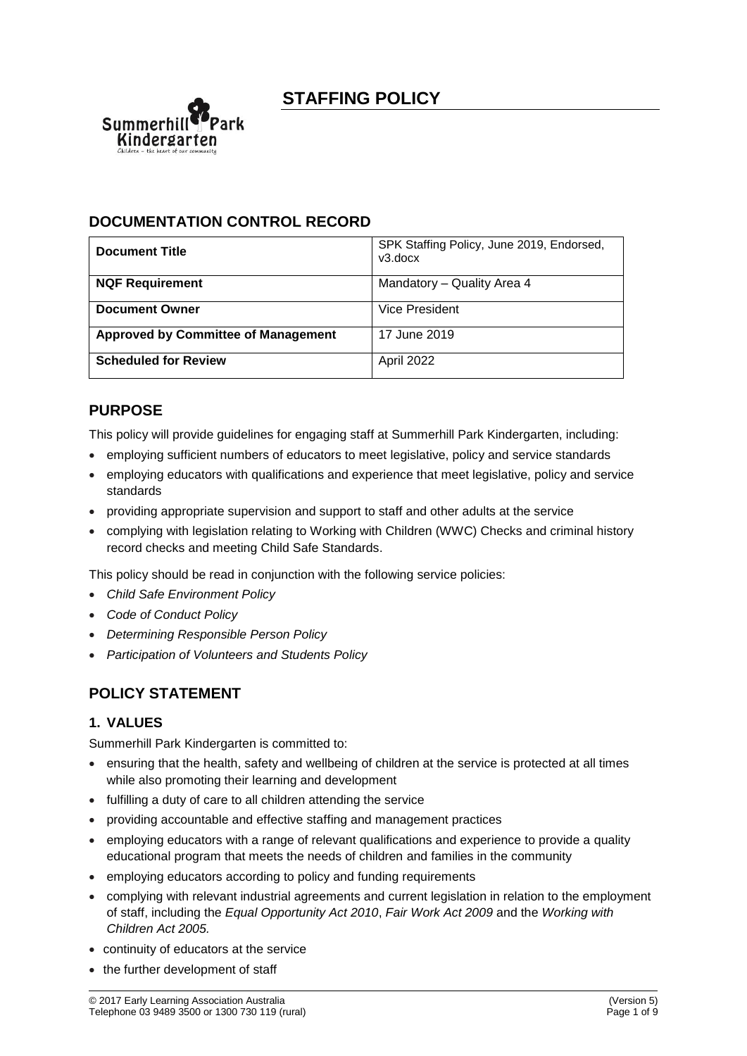# STAFFING POLICY

## DOCUMENTATION CONTROL RECORD

| **Document Title** | SPK Staffing Policy, June 2019, Endorsed, v3.docx |
|---|---|
| **NQF Requirement** | Mandatory – Quality Area 4 |
| **Document Owner** | Vice President |
| **Approved by Committee of Management** | 17 June 2019 |
| **Scheduled for Review** | April 2022 |

## PURPOSE

This policy will provide guidelines for engaging staff at Summerhill Park Kindergarten, including:

- employing sufficient numbers of educators to meet legislative, policy and service standards
- employing educators with qualifications and experience that meet legislative, policy and service standards
- providing appropriate supervision and support to staff and other adults at the service
- complying with legislation relating to Working with Children (WWC) Checks and criminal history record checks and meeting Child Safe Standards.

This policy should be read in conjunction with the following service policies:

- *Child Safe Environment Policy*
- *Code of Conduct Policy*
- *Determining Responsible Person Policy*
- *Participation of Volunteers and Students Policy*

## POLICY STATEMENT

### 1. VALUES

Summerhill Park Kindergarten is committed to:

- ensuring that the health, safety and wellbeing of children at the service is protected at all times while also promoting their learning and development
- fulfilling a duty of care to all children attending the service
- providing accountable and effective staffing and management practices
- employing educators with a range of relevant qualifications and experience to provide a quality educational program that meets the needs of children and families in the community
- employing educators according to policy and funding requirements
- complying with relevant industrial agreements and current legislation in relation to the employment of staff, including the *Equal Opportunity Act 2010*, *Fair Work Act 2009* and the *Working with Children Act 2005.*
- continuity of educators at the service
- the further development of staff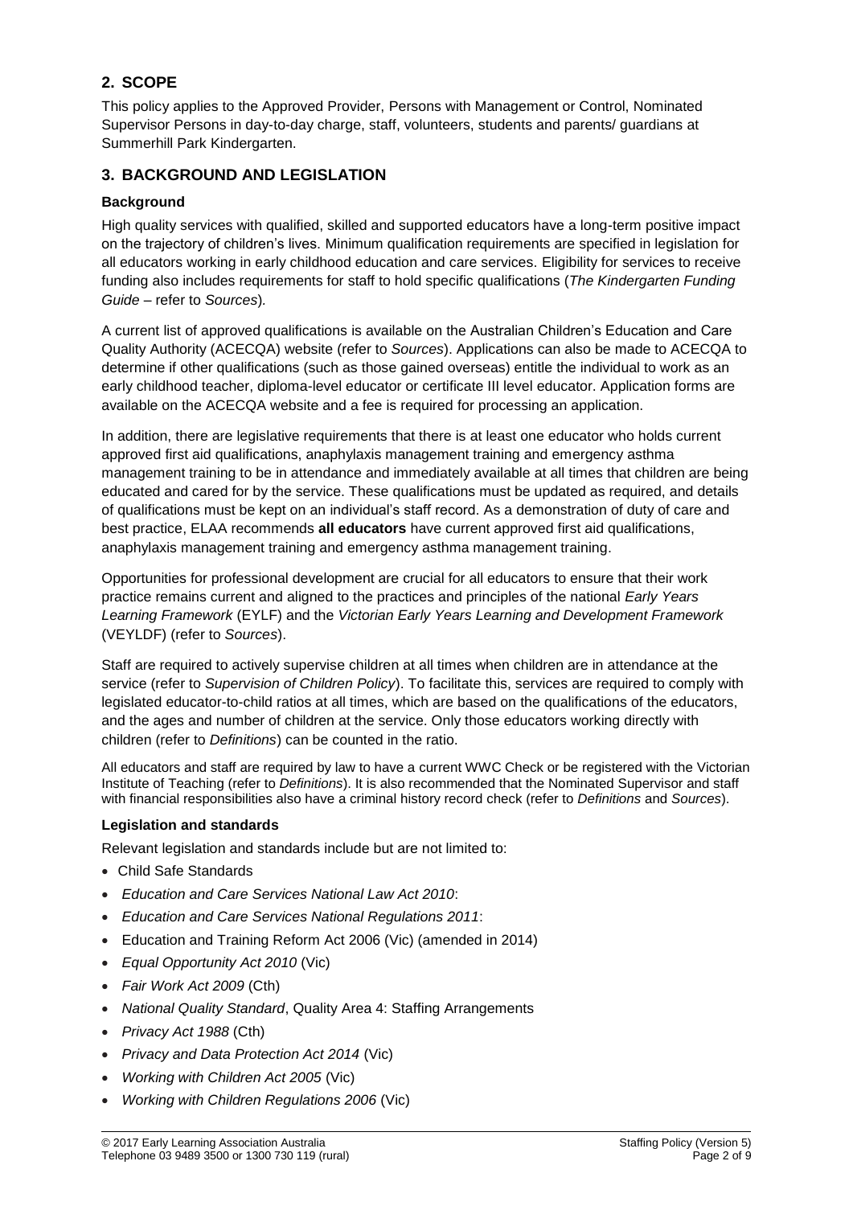## 2. SCOPE

This policy applies to the Approved Provider, Persons with Management or Control, Nominated Supervisor Persons in day-to-day charge, staff, volunteers, students and parents/ guardians at Summerhill Park Kindergarten.

## 3. BACKGROUND AND LEGISLATION

### Background

High quality services with qualified, skilled and supported educators have a long-term positive impact on the trajectory of children's lives. Minimum qualification requirements are specified in legislation for all educators working in early childhood education and care services. Eligibility for services to receive funding also includes requirements for staff to hold specific qualifications (*The Kindergarten Funding Guide* – refer to *Sources*).

A current list of approved qualifications is available on the Australian Children's Education and Care Quality Authority (ACECQA) website (refer to *Sources*). Applications can also be made to ACECQA to determine if other qualifications (such as those gained overseas) entitle the individual to work as an early childhood teacher, diploma-level educator or certificate III level educator. Application forms are available on the ACECQA website and a fee is required for processing an application.

In addition, there are legislative requirements that there is at least one educator who holds current approved first aid qualifications, anaphylaxis management training and emergency asthma management training to be in attendance and immediately available at all times that children are being educated and cared for by the service. These qualifications must be updated as required, and details of qualifications must be kept on an individual's staff record. As a demonstration of duty of care and best practice, ELAA recommends **all educators** have current approved first aid qualifications, anaphylaxis management training and emergency asthma management training.

Opportunities for professional development are crucial for all educators to ensure that their work practice remains current and aligned to the practices and principles of the national *Early Years Learning Framework* (EYLF) and the *Victorian Early Years Learning and Development Framework* (VEYLDF) (refer to *Sources*).

Staff are required to actively supervise children at all times when children are in attendance at the service (refer to *Supervision of Children Policy*). To facilitate this, services are required to comply with legislated educator-to-child ratios at all times, which are based on the qualifications of the educators, and the ages and number of children at the service. Only those educators working directly with children (refer to *Definitions*) can be counted in the ratio.

All educators and staff are required by law to have a current WWC Check or be registered with the Victorian Institute of Teaching (refer to *Definitions*). It is also recommended that the Nominated Supervisor and staff with financial responsibilities also have a criminal history record check (refer to *Definitions* and *Sources*).

### Legislation and standards

Relevant legislation and standards include but are not limited to:

- Child Safe Standards
- *Education and Care Services National Law Act 2010*:
- *Education and Care Services National Regulations 2011*:
- Education and Training Reform Act 2006 (Vic) (amended in 2014)
- *Equal Opportunity Act 2010* (Vic)
- *Fair Work Act 2009* (Cth)
- *National Quality Standard*, Quality Area 4: Staffing Arrangements
- *Privacy Act 1988* (Cth)
- *Privacy and Data Protection Act 2014* (Vic)
- *Working with Children Act 2005* (Vic)
- *Working with Children Regulations 2006* (Vic)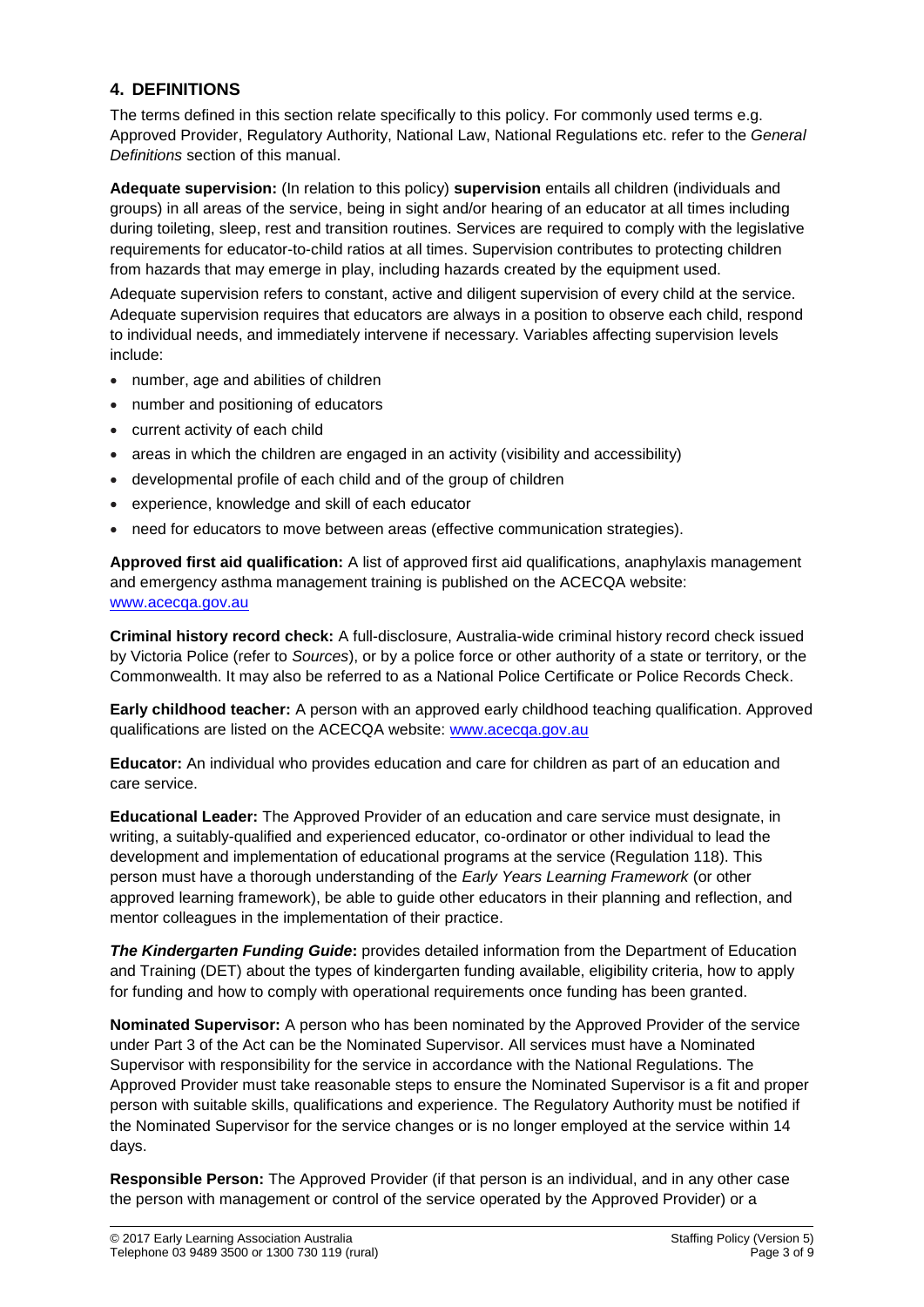## 4. DEFINITIONS

The terms defined in this section relate specifically to this policy. For commonly used terms e.g. Approved Provider, Regulatory Authority, National Law, National Regulations etc. refer to the *General Definitions* section of this manual.

**Adequate supervision:** (In relation to this policy) **supervision** entails all children (individuals and groups) in all areas of the service, being in sight and/or hearing of an educator at all times including during toileting, sleep, rest and transition routines. Services are required to comply with the legislative requirements for educator-to-child ratios at all times. Supervision contributes to protecting children from hazards that may emerge in play, including hazards created by the equipment used.

Adequate supervision refers to constant, active and diligent supervision of every child at the service. Adequate supervision requires that educators are always in a position to observe each child, respond to individual needs, and immediately intervene if necessary. Variables affecting supervision levels include:

- number, age and abilities of children
- number and positioning of educators
- current activity of each child
- areas in which the children are engaged in an activity (visibility and accessibility)
- developmental profile of each child and of the group of children
- experience, knowledge and skill of each educator
- need for educators to move between areas (effective communication strategies).

**Approved first aid qualification:** A list of approved first aid qualifications, anaphylaxis management and emergency asthma management training is published on the ACECQA website: www.acecqa.gov.au

**Criminal history record check:** A full-disclosure, Australia-wide criminal history record check issued by Victoria Police (refer to *Sources*), or by a police force or other authority of a state or territory, or the Commonwealth. It may also be referred to as a National Police Certificate or Police Records Check.

**Early childhood teacher:** A person with an approved early childhood teaching qualification. Approved qualifications are listed on the ACECQA website: www.acecqa.gov.au

**Educator:** An individual who provides education and care for children as part of an education and care service.

**Educational Leader:** The Approved Provider of an education and care service must designate, in writing, a suitably-qualified and experienced educator, co-ordinator or other individual to lead the development and implementation of educational programs at the service (Regulation 118). This person must have a thorough understanding of the *Early Years Learning Framework* (or other approved learning framework), be able to guide other educators in their planning and reflection, and mentor colleagues in the implementation of their practice.

***The Kindergarten Funding Guide*:** provides detailed information from the Department of Education and Training (DET) about the types of kindergarten funding available, eligibility criteria, how to apply for funding and how to comply with operational requirements once funding has been granted.

**Nominated Supervisor:** A person who has been nominated by the Approved Provider of the service under Part 3 of the Act can be the Nominated Supervisor. All services must have a Nominated Supervisor with responsibility for the service in accordance with the National Regulations. The Approved Provider must take reasonable steps to ensure the Nominated Supervisor is a fit and proper person with suitable skills, qualifications and experience. The Regulatory Authority must be notified if the Nominated Supervisor for the service changes or is no longer employed at the service within 14 days.

**Responsible Person:** The Approved Provider (if that person is an individual, and in any other case the person with management or control of the service operated by the Approved Provider) or a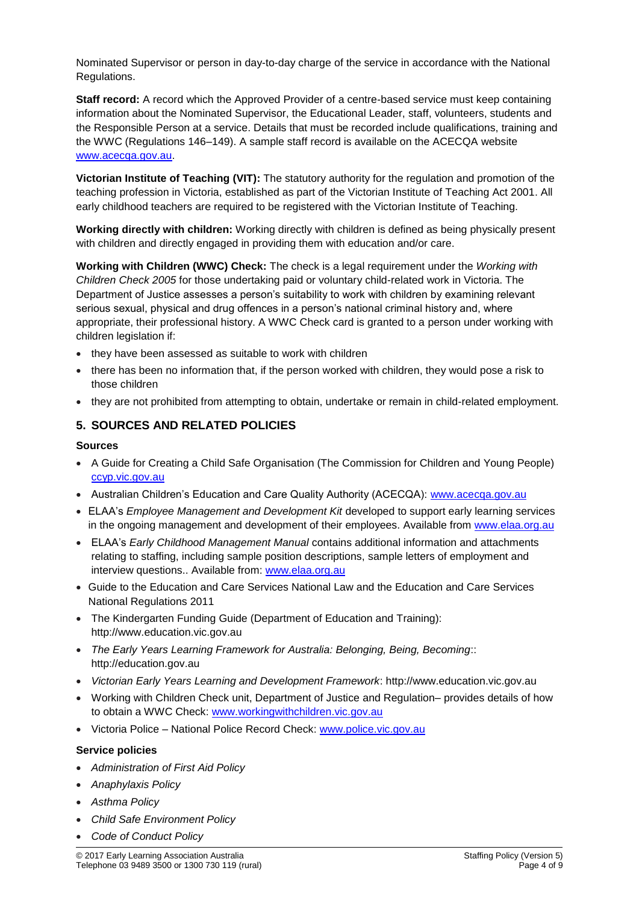Nominated Supervisor or person in day-to-day charge of the service in accordance with the National Regulations.

**Staff record:** A record which the Approved Provider of a centre-based service must keep containing information about the Nominated Supervisor, the Educational Leader, staff, volunteers, students and the Responsible Person at a service. Details that must be recorded include qualifications, training and the WWC (Regulations 146–149). A sample staff record is available on the ACECQA website www.acecqa.gov.au.

**Victorian Institute of Teaching (VIT):** The statutory authority for the regulation and promotion of the teaching profession in Victoria, established as part of the Victorian Institute of Teaching Act 2001. All early childhood teachers are required to be registered with the Victorian Institute of Teaching.

**Working directly with children:** Working directly with children is defined as being physically present with children and directly engaged in providing them with education and/or care.

**Working with Children (WWC) Check:** The check is a legal requirement under the *Working with Children Check 2005* for those undertaking paid or voluntary child-related work in Victoria. The Department of Justice assesses a person's suitability to work with children by examining relevant serious sexual, physical and drug offences in a person's national criminal history and, where appropriate, their professional history. A WWC Check card is granted to a person under working with children legislation if:

- they have been assessed as suitable to work with children
- there has been no information that, if the person worked with children, they would pose a risk to those children
- they are not prohibited from attempting to obtain, undertake or remain in child-related employment.

## 5. SOURCES AND RELATED POLICIES

### Sources

- A Guide for Creating a Child Safe Organisation (The Commission for Children and Young People) ccyp.vic.gov.au
- Australian Children's Education and Care Quality Authority (ACECQA): www.acecqa.gov.au
- ELAA's *Employee Management and Development Kit* developed to support early learning services in the ongoing management and development of their employees. Available from www.elaa.org.au
- ELAA's *Early Childhood Management Manual* contains additional information and attachments relating to staffing, including sample position descriptions, sample letters of employment and interview questions.. Available from: www.elaa.org.au
- Guide to the Education and Care Services National Law and the Education and Care Services National Regulations 2011
- The Kindergarten Funding Guide (Department of Education and Training): http://www.education.vic.gov.au
- *The Early Years Learning Framework for Australia: Belonging, Being, Becoming*:: http://education.gov.au
- *Victorian Early Years Learning and Development Framework*: http://www.education.vic.gov.au
- Working with Children Check unit, Department of Justice and Regulation– provides details of how to obtain a WWC Check: www.workingwithchildren.vic.gov.au
- Victoria Police – National Police Record Check: www.police.vic.gov.au

### Service policies

- *Administration of First Aid Policy*
- *Anaphylaxis Policy*
- *Asthma Policy*
- *Child Safe Environment Policy*
- *Code of Conduct Policy*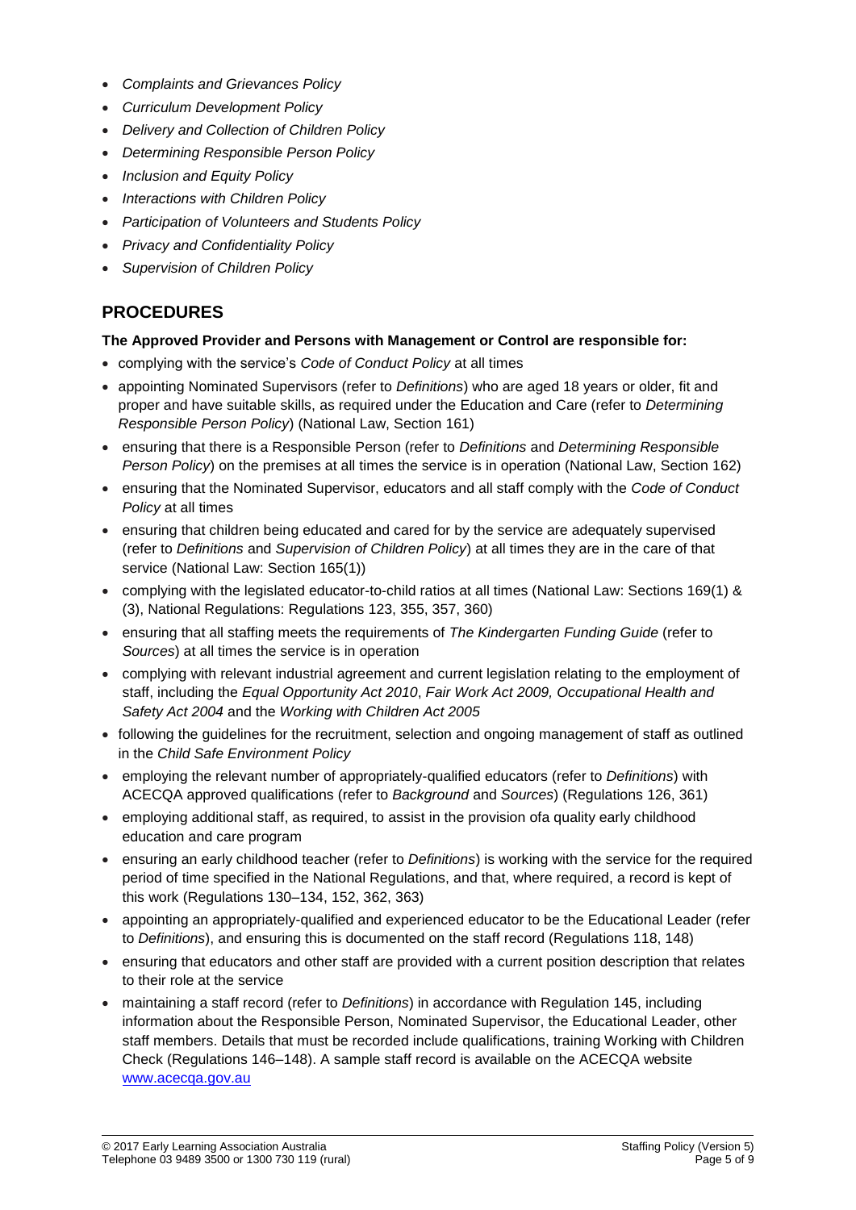- *Complaints and Grievances Policy*
- *Curriculum Development Policy*
- *Delivery and Collection of Children Policy*
- *Determining Responsible Person Policy*
- *Inclusion and Equity Policy*
- *Interactions with Children Policy*
- *Participation of Volunteers and Students Policy*
- *Privacy and Confidentiality Policy*
- *Supervision of Children Policy*

## PROCEDURES

**The Approved Provider and Persons with Management or Control are responsible for:**

- complying with the service's *Code of Conduct Policy* at all times
- appointing Nominated Supervisors (refer to *Definitions*) who are aged 18 years or older, fit and proper and have suitable skills, as required under the Education and Care (refer to *Determining Responsible Person Policy*) (National Law, Section 161)
- ensuring that there is a Responsible Person (refer to *Definitions* and *Determining Responsible Person Policy*) on the premises at all times the service is in operation (National Law, Section 162)
- ensuring that the Nominated Supervisor, educators and all staff comply with the *Code of Conduct Policy* at all times
- ensuring that children being educated and cared for by the service are adequately supervised (refer to *Definitions* and *Supervision of Children Policy*) at all times they are in the care of that service (National Law: Section 165(1))
- complying with the legislated educator-to-child ratios at all times (National Law: Sections 169(1) & (3), National Regulations: Regulations 123, 355, 357, 360)
- ensuring that all staffing meets the requirements of *The Kindergarten Funding Guide* (refer to *Sources*) at all times the service is in operation
- complying with relevant industrial agreement and current legislation relating to the employment of staff, including the *Equal Opportunity Act 2010*, *Fair Work Act 2009, Occupational Health and Safety Act 2004* and the *Working with Children Act 2005*
- following the guidelines for the recruitment, selection and ongoing management of staff as outlined in the *Child Safe Environment Policy*
- employing the relevant number of appropriately-qualified educators (refer to *Definitions*) with ACECQA approved qualifications (refer to *Background* and *Sources*) (Regulations 126, 361)
- employing additional staff, as required, to assist in the provision ofa quality early childhood education and care program
- ensuring an early childhood teacher (refer to *Definitions*) is working with the service for the required period of time specified in the National Regulations, and that, where required, a record is kept of this work (Regulations 130–134, 152, 362, 363)
- appointing an appropriately-qualified and experienced educator to be the Educational Leader (refer to *Definitions*), and ensuring this is documented on the staff record (Regulations 118, 148)
- ensuring that educators and other staff are provided with a current position description that relates to their role at the service
- maintaining a staff record (refer to *Definitions*) in accordance with Regulation 145, including information about the Responsible Person, Nominated Supervisor, the Educational Leader, other staff members. Details that must be recorded include qualifications, training Working with Children Check (Regulations 146–148). A sample staff record is available on the ACECQA website [www.acecqa.gov.au](www.acecqa.gov.au)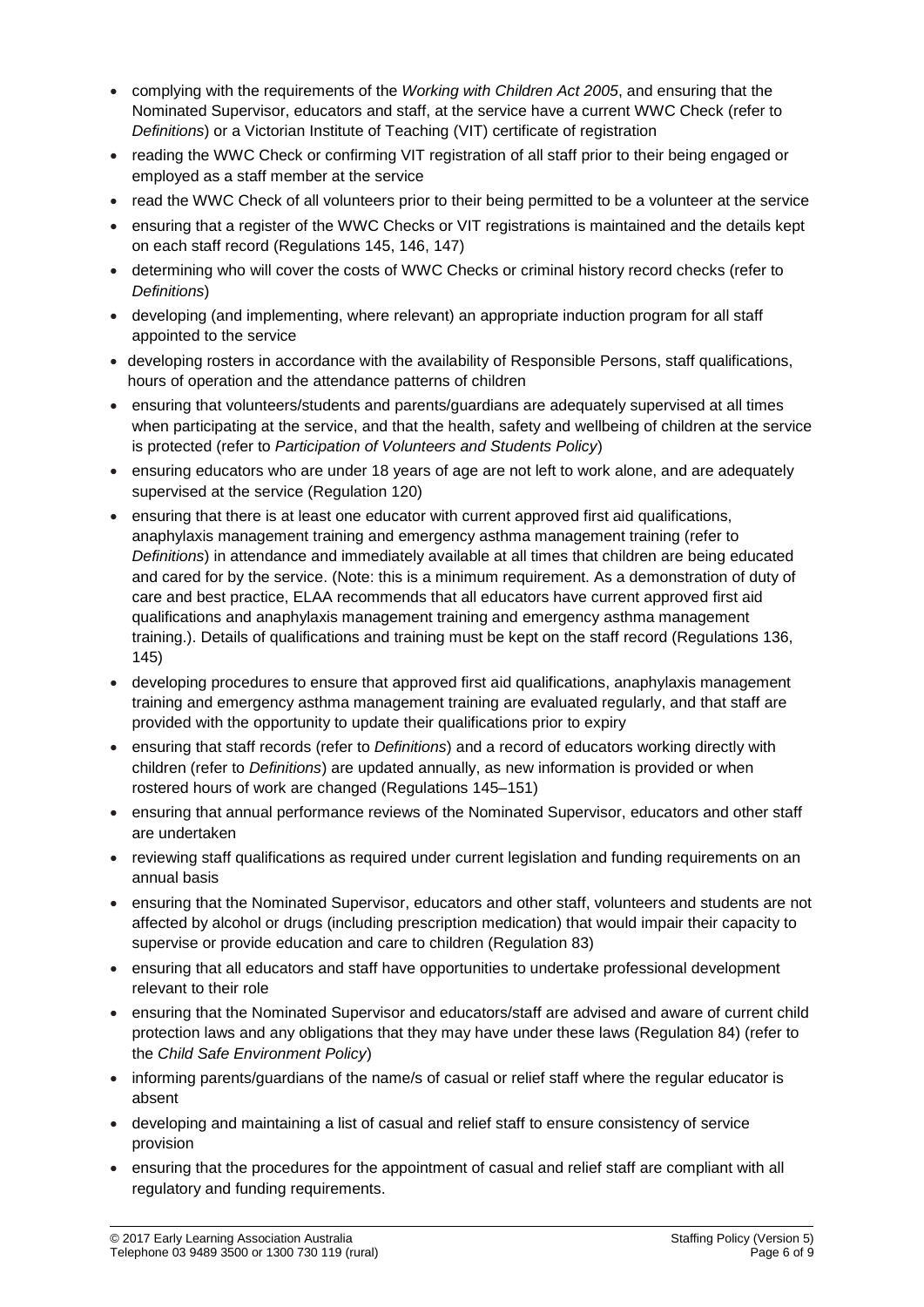- complying with the requirements of the *Working with Children Act 2005*, and ensuring that the Nominated Supervisor, educators and staff, at the service have a current WWC Check (refer to *Definitions*) or a Victorian Institute of Teaching (VIT) certificate of registration
- reading the WWC Check or confirming VIT registration of all staff prior to their being engaged or employed as a staff member at the service
- read the WWC Check of all volunteers prior to their being permitted to be a volunteer at the service
- ensuring that a register of the WWC Checks or VIT registrations is maintained and the details kept on each staff record (Regulations 145, 146, 147)
- determining who will cover the costs of WWC Checks or criminal history record checks (refer to *Definitions*)
- developing (and implementing, where relevant) an appropriate induction program for all staff appointed to the service
- developing rosters in accordance with the availability of Responsible Persons, staff qualifications, hours of operation and the attendance patterns of children
- ensuring that volunteers/students and parents/guardians are adequately supervised at all times when participating at the service, and that the health, safety and wellbeing of children at the service is protected (refer to *Participation of Volunteers and Students Policy*)
- ensuring educators who are under 18 years of age are not left to work alone, and are adequately supervised at the service (Regulation 120)
- ensuring that there is at least one educator with current approved first aid qualifications, anaphylaxis management training and emergency asthma management training (refer to *Definitions*) in attendance and immediately available at all times that children are being educated and cared for by the service. (Note: this is a minimum requirement. As a demonstration of duty of care and best practice, ELAA recommends that all educators have current approved first aid qualifications and anaphylaxis management training and emergency asthma management training.). Details of qualifications and training must be kept on the staff record (Regulations 136, 145)
- developing procedures to ensure that approved first aid qualifications, anaphylaxis management training and emergency asthma management training are evaluated regularly, and that staff are provided with the opportunity to update their qualifications prior to expiry
- ensuring that staff records (refer to *Definitions*) and a record of educators working directly with children (refer to *Definitions*) are updated annually, as new information is provided or when rostered hours of work are changed (Regulations 145–151)
- ensuring that annual performance reviews of the Nominated Supervisor, educators and other staff are undertaken
- reviewing staff qualifications as required under current legislation and funding requirements on an annual basis
- ensuring that the Nominated Supervisor, educators and other staff, volunteers and students are not affected by alcohol or drugs (including prescription medication) that would impair their capacity to supervise or provide education and care to children (Regulation 83)
- ensuring that all educators and staff have opportunities to undertake professional development relevant to their role
- ensuring that the Nominated Supervisor and educators/staff are advised and aware of current child protection laws and any obligations that they may have under these laws (Regulation 84) (refer to the *Child Safe Environment Policy*)
- informing parents/guardians of the name/s of casual or relief staff where the regular educator is absent
- developing and maintaining a list of casual and relief staff to ensure consistency of service provision
- ensuring that the procedures for the appointment of casual and relief staff are compliant with all regulatory and funding requirements.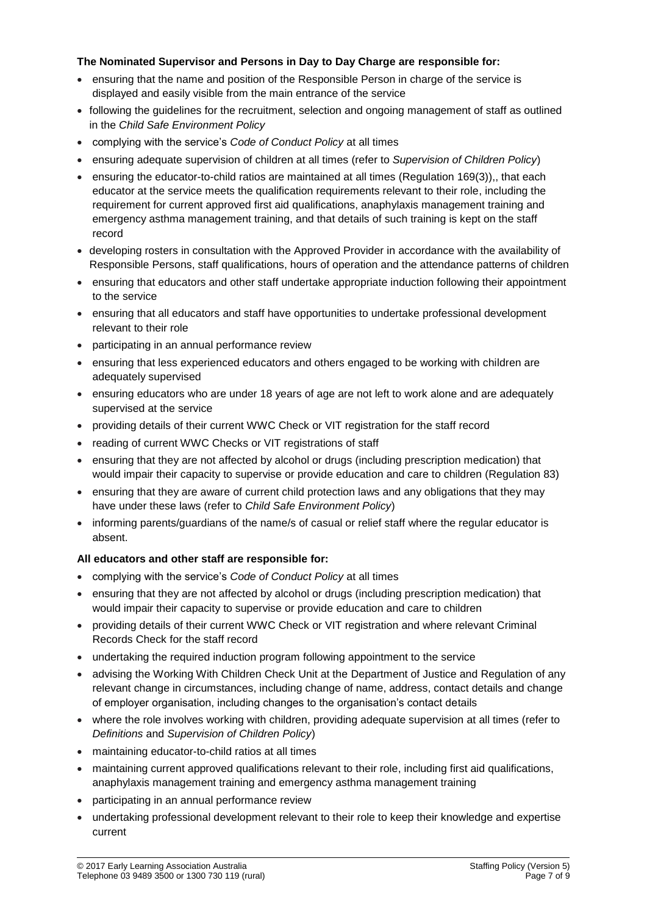**The Nominated Supervisor and Persons in Day to Day Charge are responsible for:**

- ensuring that the name and position of the Responsible Person in charge of the service is displayed and easily visible from the main entrance of the service
- following the guidelines for the recruitment, selection and ongoing management of staff as outlined in the *Child Safe Environment Policy*
- complying with the service's *Code of Conduct Policy* at all times
- ensuring adequate supervision of children at all times (refer to *Supervision of Children Policy*)
- ensuring the educator-to-child ratios are maintained at all times (Regulation 169(3)),, that each educator at the service meets the qualification requirements relevant to their role, including the requirement for current approved first aid qualifications, anaphylaxis management training and emergency asthma management training, and that details of such training is kept on the staff record
- developing rosters in consultation with the Approved Provider in accordance with the availability of Responsible Persons, staff qualifications, hours of operation and the attendance patterns of children
- ensuring that educators and other staff undertake appropriate induction following their appointment to the service
- ensuring that all educators and staff have opportunities to undertake professional development relevant to their role
- participating in an annual performance review
- ensuring that less experienced educators and others engaged to be working with children are adequately supervised
- ensuring educators who are under 18 years of age are not left to work alone and are adequately supervised at the service
- providing details of their current WWC Check or VIT registration for the staff record
- reading of current WWC Checks or VIT registrations of staff
- ensuring that they are not affected by alcohol or drugs (including prescription medication) that would impair their capacity to supervise or provide education and care to children (Regulation 83)
- ensuring that they are aware of current child protection laws and any obligations that they may have under these laws (refer to *Child Safe Environment Policy*)
- informing parents/guardians of the name/s of casual or relief staff where the regular educator is absent.

**All educators and other staff are responsible for:**

- complying with the service's *Code of Conduct Policy* at all times
- ensuring that they are not affected by alcohol or drugs (including prescription medication) that would impair their capacity to supervise or provide education and care to children
- providing details of their current WWC Check or VIT registration and where relevant Criminal Records Check for the staff record
- undertaking the required induction program following appointment to the service
- advising the Working With Children Check Unit at the Department of Justice and Regulation of any relevant change in circumstances, including change of name, address, contact details and change of employer organisation, including changes to the organisation's contact details
- where the role involves working with children, providing adequate supervision at all times (refer to *Definitions* and *Supervision of Children Policy*)
- maintaining educator-to-child ratios at all times
- maintaining current approved qualifications relevant to their role, including first aid qualifications, anaphylaxis management training and emergency asthma management training
- participating in an annual performance review
- undertaking professional development relevant to their role to keep their knowledge and expertise current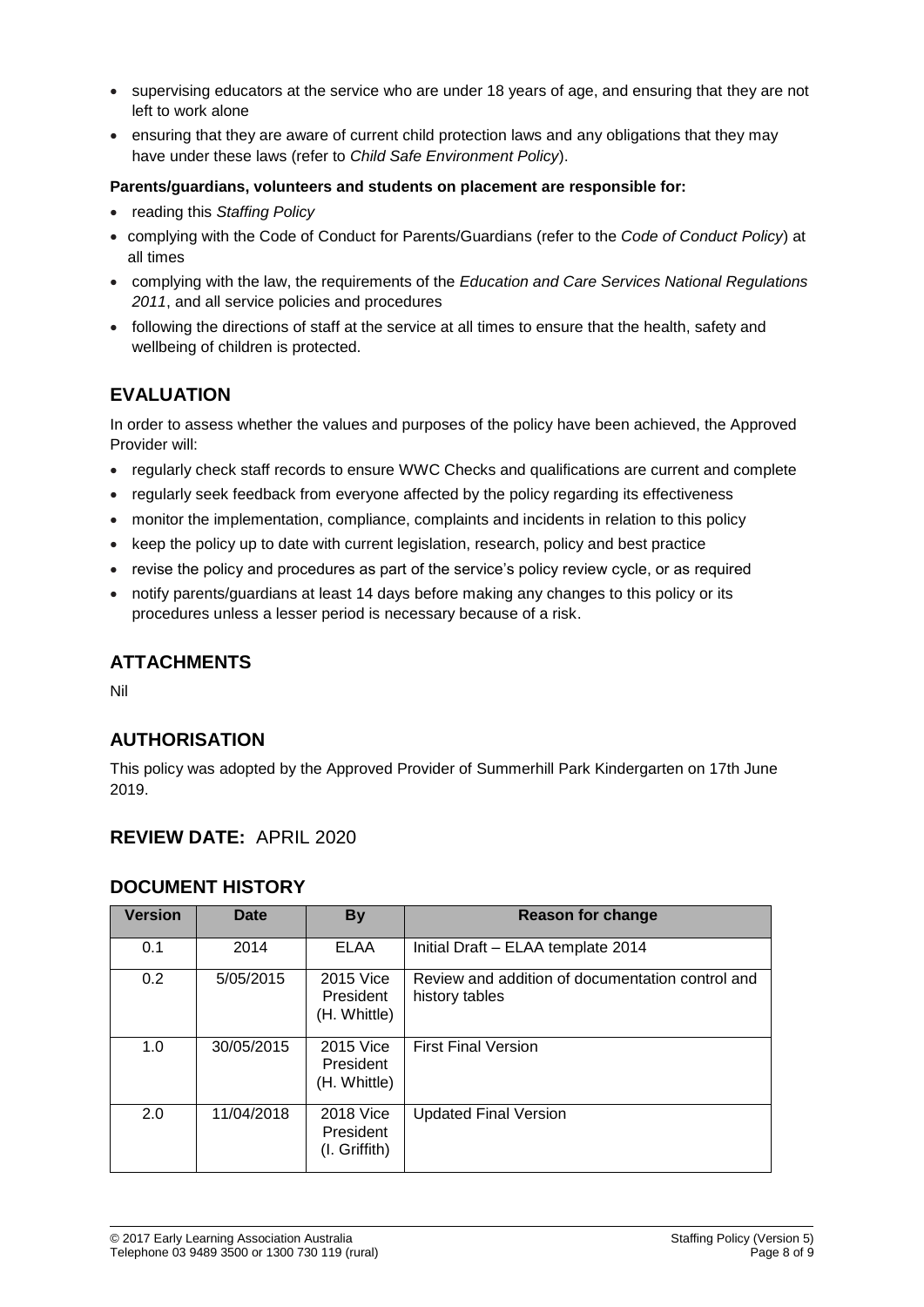- supervising educators at the service who are under 18 years of age, and ensuring that they are not left to work alone
- ensuring that they are aware of current child protection laws and any obligations that they may have under these laws (refer to *Child Safe Environment Policy*).

**Parents/guardians, volunteers and students on placement are responsible for:**

- reading this *Staffing Policy*
- complying with the Code of Conduct for Parents/Guardians (refer to the *Code of Conduct Policy*) at all times
- complying with the law, the requirements of the *Education and Care Services National Regulations 2011*, and all service policies and procedures
- following the directions of staff at the service at all times to ensure that the health, safety and wellbeing of children is protected.

## EVALUATION

In order to assess whether the values and purposes of the policy have been achieved, the Approved Provider will:

- regularly check staff records to ensure WWC Checks and qualifications are current and complete
- regularly seek feedback from everyone affected by the policy regarding its effectiveness
- monitor the implementation, compliance, complaints and incidents in relation to this policy
- keep the policy up to date with current legislation, research, policy and best practice
- revise the policy and procedures as part of the service's policy review cycle, or as required
- notify parents/guardians at least 14 days before making any changes to this policy or its procedures unless a lesser period is necessary because of a risk.

## ATTACHMENTS

Nil

## AUTHORISATION

This policy was adopted by the Approved Provider of Summerhill Park Kindergarten on 17th June 2019.

## REVIEW DATE: APRIL 2020

## DOCUMENT HISTORY

| Version | Date | By | Reason for change |
|---|---|---|---|
| 0.1 | 2014 | ELAA | Initial Draft – ELAA template 2014 |
| 0.2 | 5/05/2015 | 2015 Vice President (H. Whittle) | Review and addition of documentation control and history tables |
| 1.0 | 30/05/2015 | 2015 Vice President (H. Whittle) | First Final Version |
| 2.0 | 11/04/2018 | 2018 Vice President (I. Griffith) | Updated Final Version |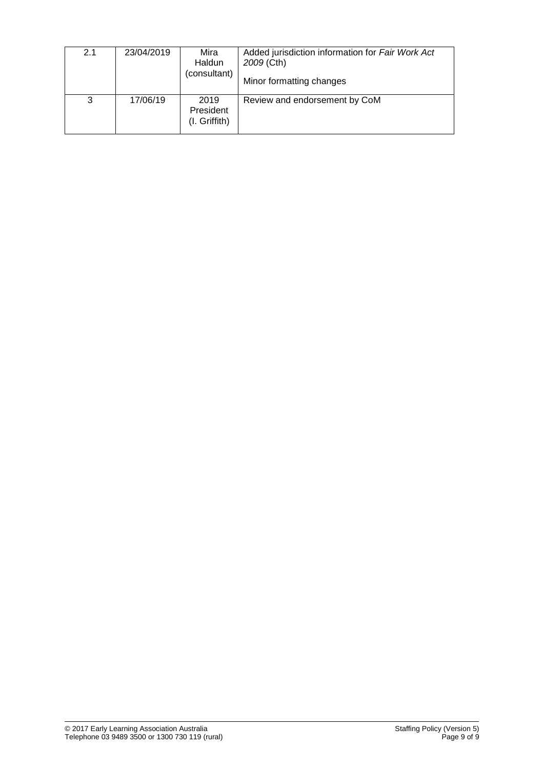| | | | |
|---|---|---|---|
| 2.1 | 23/04/2019 | Mira Haldun (consultant) | Added jurisdiction information for *Fair Work Act 2009* (Cth)<br><br>Minor formatting changes |
| 3 | 17/06/19 | 2019 President (I. Griffith) | Review and endorsement by CoM |